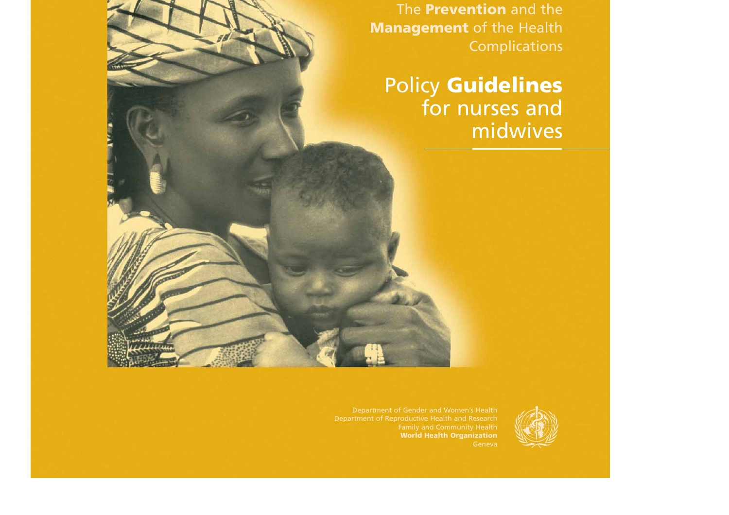The **Prevention** and the **Management** of the Health Complications

# Policy **Guidelines** for nurses and midwives

Department of Gender and Women's Health
Department of Reproductive Health and Research
Family and Community Health
**World Health Organization**
Geneva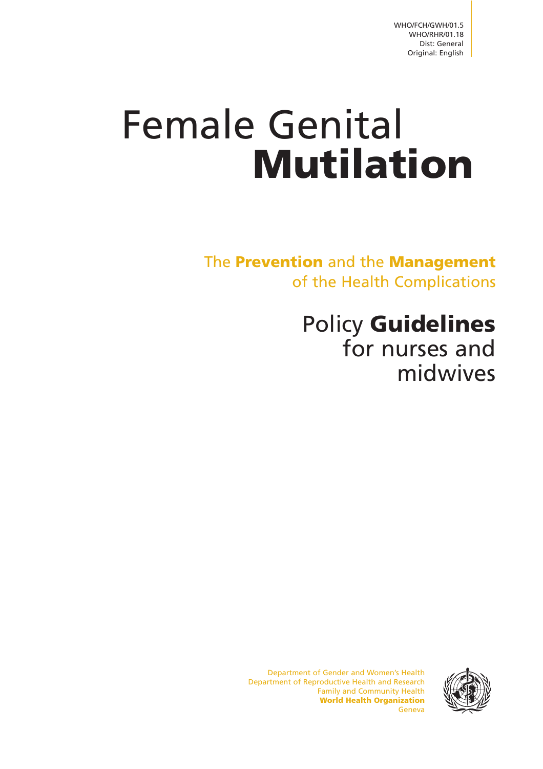WHO/FCH/GWH/01.5
WHO/RHR/01.18
Dist: General
Original: English

# Female Genital **Mutilation**

## The **Prevention** and the **Management** of the Health Complications

## Policy **Guidelines** for nurses and midwives

Department of Gender and Women's Health
Department of Reproductive Health and Research
Family and Community Health
**World Health Organization**
Geneva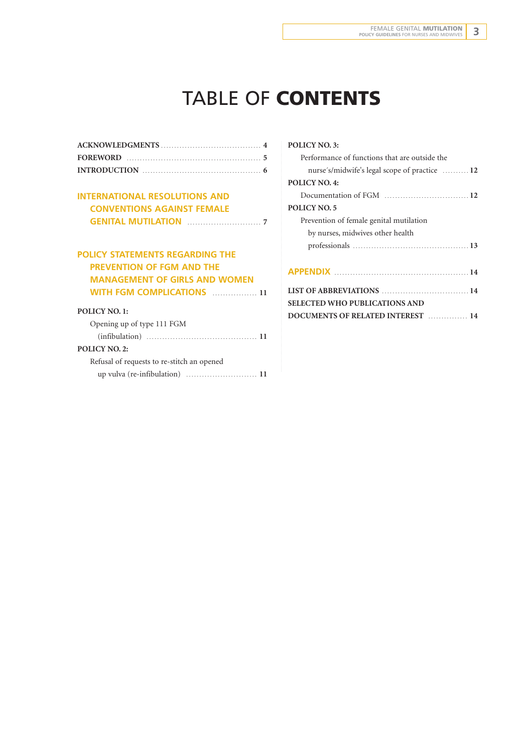# TABLE OF CONTENTS

**ACKNOWLEDGMENTS** ...... **4**

**FOREWORD** ...... **5**

**INTRODUCTION** ...... **6**

**INTERNATIONAL RESOLUTIONS AND CONVENTIONS AGAINST FEMALE GENITAL MUTILATION** ...... **7**

**POLICY STATEMENTS REGARDING THE PREVENTION OF FGM AND THE MANAGEMENT OF GIRLS AND WOMEN WITH FGM COMPLICATIONS** ...... **11**

**POLICY NO. 1:**
Opening up of type 111 FGM (infibulation) ...... **11**

**POLICY NO. 2:**
Refusal of requests to re-stitch an opened up vulva (re-infibulation) ...... **11**

**POLICY NO. 3:**
Performance of functions that are outside the nurse´s/midwife's legal scope of practice ...... **12**

**POLICY NO. 4:**
Documentation of FGM ...... **12**

**POLICY NO. 5**
Prevention of female genital mutilation by nurses, midwives other health professionals ...... **13**

**APPENDIX** ...... **14**

**LIST OF ABBREVIATIONS** ...... **14**

**SELECTED WHO PUBLICATIONS AND DOCUMENTS OF RELATED INTEREST** ...... **14**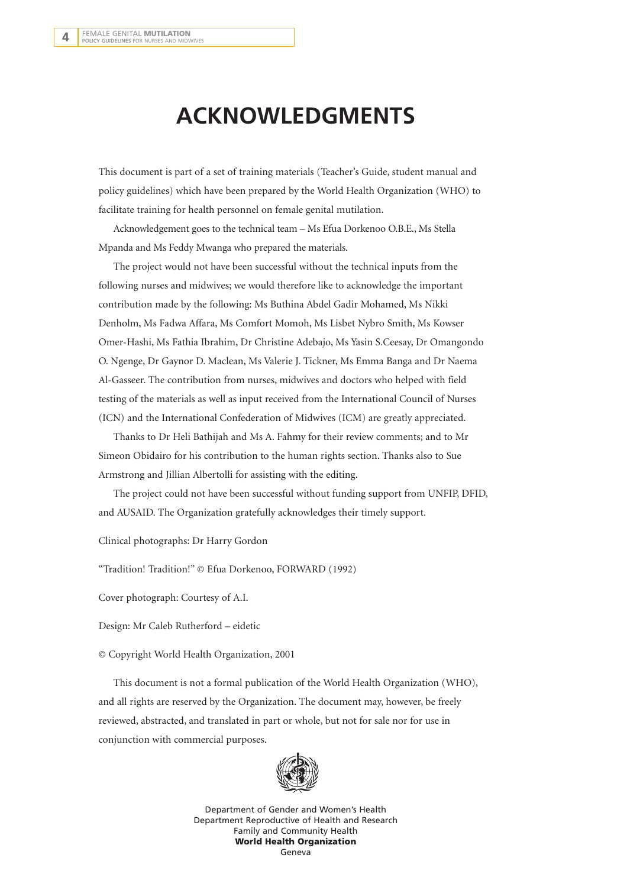# ACKNOWLEDGMENTS

This document is part of a set of training materials (Teacher's Guide, student manual and policy guidelines) which have been prepared by the World Health Organization (WHO) to facilitate training for health personnel on female genital mutilation.

Acknowledgement goes to the technical team – Ms Efua Dorkenoo O.B.E., Ms Stella Mpanda and Ms Feddy Mwanga who prepared the materials.

The project would not have been successful without the technical inputs from the following nurses and midwives; we would therefore like to acknowledge the important contribution made by the following: Ms Buthina Abdel Gadir Mohamed, Ms Nikki Denholm, Ms Fadwa Affara, Ms Comfort Momoh, Ms Lisbet Nybro Smith, Ms Kowser Omer-Hashi, Ms Fathia Ibrahim, Dr Christine Adebajo, Ms Yasin S.Ceesay, Dr Omangondo O. Ngenge, Dr Gaynor D. Maclean, Ms Valerie J. Tickner, Ms Emma Banga and Dr Naema Al-Gasseer. The contribution from nurses, midwives and doctors who helped with field testing of the materials as well as input received from the International Council of Nurses (ICN) and the International Confederation of Midwives (ICM) are greatly appreciated.

Thanks to Dr Heli Bathijah and Ms A. Fahmy for their review comments; and to Mr Simeon Obidairo for his contribution to the human rights section. Thanks also to Sue Armstrong and Jillian Albertolli for assisting with the editing.

The project could not have been successful without funding support from UNFIP, DFID, and AUSAID. The Organization gratefully acknowledges their timely support.

Clinical photographs: Dr Harry Gordon

"Tradition! Tradition!" © Efua Dorkenoo, FORWARD (1992)

Cover photograph: Courtesy of A.I.

Design: Mr Caleb Rutherford – eidetic

© Copyright World Health Organization, 2001

This document is not a formal publication of the World Health Organization (WHO), and all rights are reserved by the Organization. The document may, however, be freely reviewed, abstracted, and translated in part or whole, but not for sale nor for use in conjunction with commercial purposes.

Department of Gender and Women's Health
Department Reproductive of Health and Research
Family and Community Health
**World Health Organization**
Geneva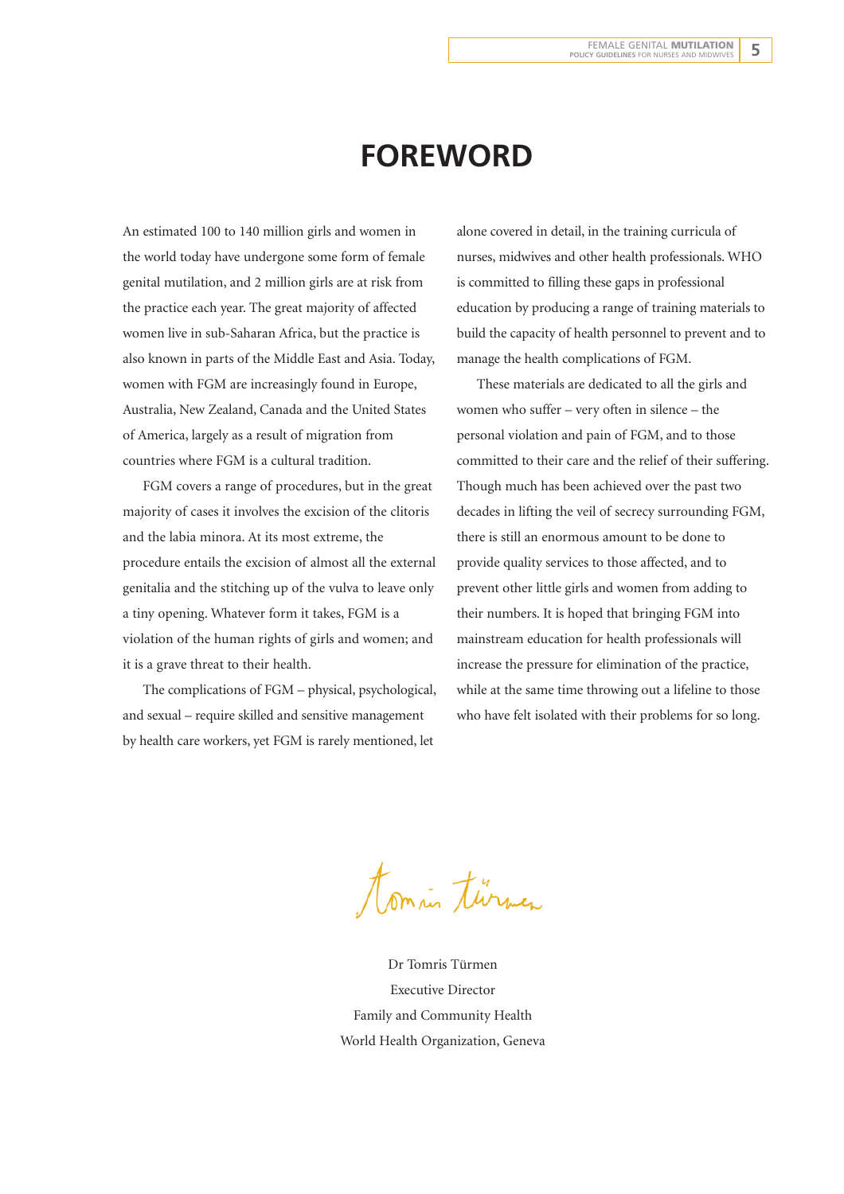# FOREWORD

An estimated 100 to 140 million girls and women in the world today have undergone some form of female genital mutilation, and 2 million girls are at risk from the practice each year. The great majority of affected women live in sub-Saharan Africa, but the practice is also known in parts of the Middle East and Asia. Today, women with FGM are increasingly found in Europe, Australia, New Zealand, Canada and the United States of America, largely as a result of migration from countries where FGM is a cultural tradition.

FGM covers a range of procedures, but in the great majority of cases it involves the excision of the clitoris and the labia minora. At its most extreme, the procedure entails the excision of almost all the external genitalia and the stitching up of the vulva to leave only a tiny opening. Whatever form it takes, FGM is a violation of the human rights of girls and women; and it is a grave threat to their health.

The complications of FGM – physical, psychological, and sexual – require skilled and sensitive management by health care workers, yet FGM is rarely mentioned, let alone covered in detail, in the training curricula of nurses, midwives and other health professionals. WHO is committed to filling these gaps in professional education by producing a range of training materials to build the capacity of health personnel to prevent and to manage the health complications of FGM.

These materials are dedicated to all the girls and women who suffer – very often in silence – the personal violation and pain of FGM, and to those committed to their care and the relief of their suffering. Though much has been achieved over the past two decades in lifting the veil of secrecy surrounding FGM, there is still an enormous amount to be done to provide quality services to those affected, and to prevent other little girls and women from adding to their numbers. It is hoped that bringing FGM into mainstream education for health professionals will increase the pressure for elimination of the practice, while at the same time throwing out a lifeline to those who have felt isolated with their problems for so long.

Dr Tomris Türmen
Executive Director
Family and Community Health
World Health Organization, Geneva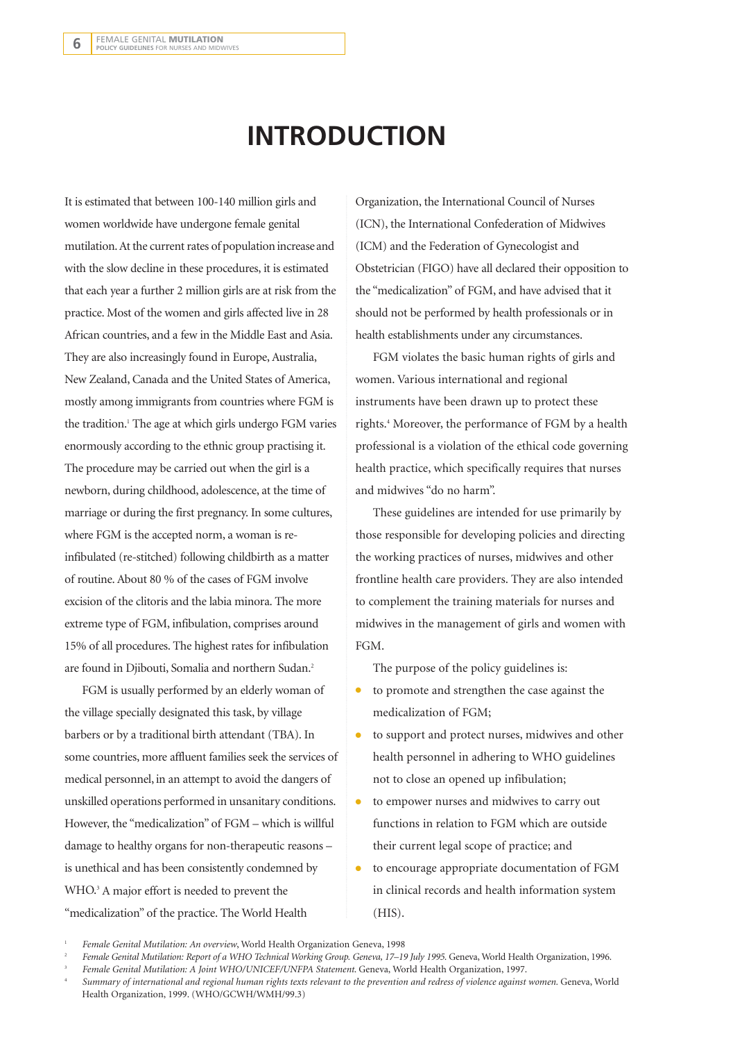# INTRODUCTION

It is estimated that between 100-140 million girls and women worldwide have undergone female genital mutilation. At the current rates of population increase and with the slow decline in these procedures, it is estimated that each year a further 2 million girls are at risk from the practice. Most of the women and girls affected live in 28 African countries, and a few in the Middle East and Asia. They are also increasingly found in Europe, Australia, New Zealand, Canada and the United States of America, mostly among immigrants from countries where FGM is the tradition.[1] The age at which girls undergo FGM varies enormously according to the ethnic group practising it. The procedure may be carried out when the girl is a newborn, during childhood, adolescence, at the time of marriage or during the first pregnancy. In some cultures, where FGM is the accepted norm, a woman is re-infibulated (re-stitched) following childbirth as a matter of routine. About 80 % of the cases of FGM involve excision of the clitoris and the labia minora. The more extreme type of FGM, infibulation, comprises around 15% of all procedures. The highest rates for infibulation are found in Djibouti, Somalia and northern Sudan.[2]

FGM is usually performed by an elderly woman of the village specially designated this task, by village barbers or by a traditional birth attendant (TBA). In some countries, more affluent families seek the services of medical personnel, in an attempt to avoid the dangers of unskilled operations performed in unsanitary conditions. However, the "medicalization" of FGM – which is willful damage to healthy organs for non-therapeutic reasons – is unethical and has been consistently condemned by WHO.[3] A major effort is needed to prevent the "medicalization" of the practice. The World Health Organization, the International Council of Nurses (ICN), the International Confederation of Midwives (ICM) and the Federation of Gynecologist and Obstetrician (FIGO) have all declared their opposition to the "medicalization" of FGM, and have advised that it should not be performed by health professionals or in health establishments under any circumstances.

FGM violates the basic human rights of girls and women. Various international and regional instruments have been drawn up to protect these rights.[4] Moreover, the performance of FGM by a health professional is a violation of the ethical code governing health practice, which specifically requires that nurses and midwives "do no harm".

These guidelines are intended for use primarily by those responsible for developing policies and directing the working practices of nurses, midwives and other frontline health care providers. They are also intended to complement the training materials for nurses and midwives in the management of girls and women with FGM.

The purpose of the policy guidelines is:

- to promote and strengthen the case against the medicalization of FGM;
- to support and protect nurses, midwives and other health personnel in adhering to WHO guidelines not to close an opened up infibulation;
- to empower nurses and midwives to carry out functions in relation to FGM which are outside their current legal scope of practice; and
- to encourage appropriate documentation of FGM in clinical records and health information system (HIS).

---

1. *Female Genital Mutilation: An overview*, World Health Organization Geneva, 1998
2. *Female Genital Mutilation: Report of a WHO Technical Working Group. Geneva, 17–19 July 1995.* Geneva, World Health Organization, 1996.
3. *Female Genital Mutilation: A Joint WHO/UNICEF/UNFPA Statement.* Geneva, World Health Organization, 1997.
4. *Summary of international and regional human rights texts relevant to the prevention and redress of violence against women.* Geneva, World Health Organization, 1999. (WHO/GCWH/WMH/99.3)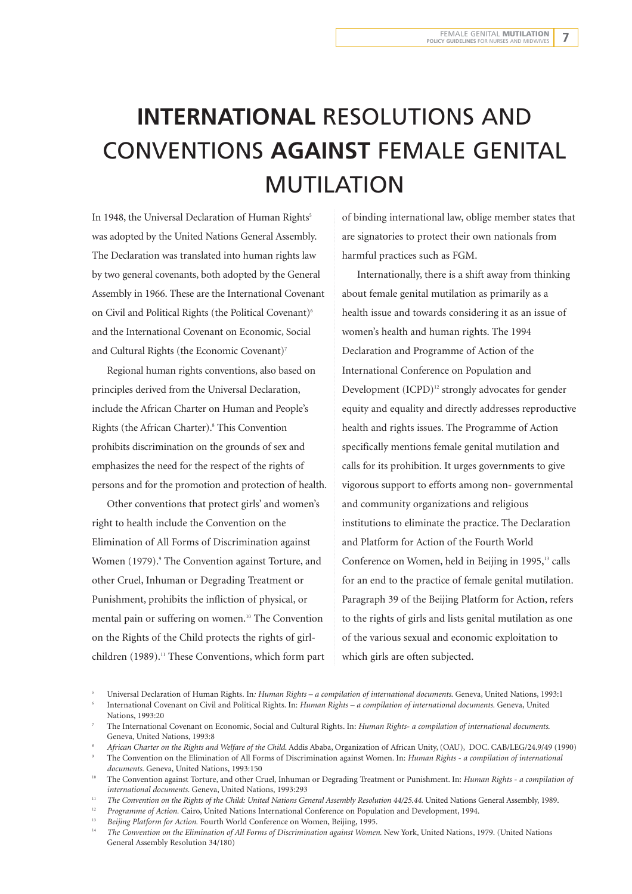# INTERNATIONAL RESOLUTIONS AND CONVENTIONS AGAINST FEMALE GENITAL MUTILATION

In 1948, the Universal Declaration of Human Rights[5] was adopted by the United Nations General Assembly. The Declaration was translated into human rights law by two general covenants, both adopted by the General Assembly in 1966. These are the International Covenant on Civil and Political Rights (the Political Covenant)[6] and the International Covenant on Economic, Social and Cultural Rights (the Economic Covenant)[7]

Regional human rights conventions, also based on principles derived from the Universal Declaration, include the African Charter on Human and People's Rights (the African Charter).[8] This Convention prohibits discrimination on the grounds of sex and emphasizes the need for the respect of the rights of persons and for the promotion and protection of health.

Other conventions that protect girls' and women's right to health include the Convention on the Elimination of All Forms of Discrimination against Women (1979).[9] The Convention against Torture, and other Cruel, Inhuman or Degrading Treatment or Punishment, prohibits the infliction of physical, or mental pain or suffering on women.[10] The Convention on the Rights of the Child protects the rights of girl-children (1989).[11] These Conventions, which form part of binding international law, oblige member states that are signatories to protect their own nationals from harmful practices such as FGM.

Internationally, there is a shift away from thinking about female genital mutilation as primarily as a health issue and towards considering it as an issue of women's health and human rights. The 1994 Declaration and Programme of Action of the International Conference on Population and Development (ICPD)[12] strongly advocates for gender equity and equality and directly addresses reproductive health and rights issues. The Programme of Action specifically mentions female genital mutilation and calls for its prohibition. It urges governments to give vigorous support to efforts among non- governmental and community organizations and religious institutions to eliminate the practice. The Declaration and Platform for Action of the Fourth World Conference on Women, held in Beijing in 1995,[13] calls for an end to the practice of female genital mutilation. Paragraph 39 of the Beijing Platform for Action, refers to the rights of girls and lists genital mutilation as one of the various sexual and economic exploitation to which girls are often subjected.

---

[5] Universal Declaration of Human Rights. In: *Human Rights – a compilation of international documents.* Geneva, United Nations, 1993:1

[6] International Covenant on Civil and Political Rights. In: *Human Rights – a compilation of international documents.* Geneva, United Nations, 1993:20

[7] The International Covenant on Economic, Social and Cultural Rights. In: *Human Rights- a compilation of international documents.* Geneva, United Nations, 1993:8

[8] *African Charter on the Rights and Welfare of the Child.* Addis Ababa, Organization of African Unity, (OAU), DOC. CAB/LEG/24.9/49 (1990)

[9] The Convention on the Elimination of All Forms of Discrimination against Women. In: *Human Rights - a compilation of international documents.* Geneva, United Nations, 1993:150

[10] The Convention against Torture, and other Cruel, Inhuman or Degrading Treatment or Punishment. In: *Human Rights - a compilation of international documents.* Geneva, United Nations, 1993:293

[11] *The Convention on the Rights of the Child: United Nations General Assembly Resolution 44/25.44.* United Nations General Assembly, 1989.

[12] *Programme of Action.* Cairo, United Nations International Conference on Population and Development, 1994.

[13] *Beijing Platform for Action.* Fourth World Conference on Women, Beijing, 1995.

[14] *The Convention on the Elimination of All Forms of Discrimination against Women.* New York, United Nations, 1979. (United Nations General Assembly Resolution 34/180)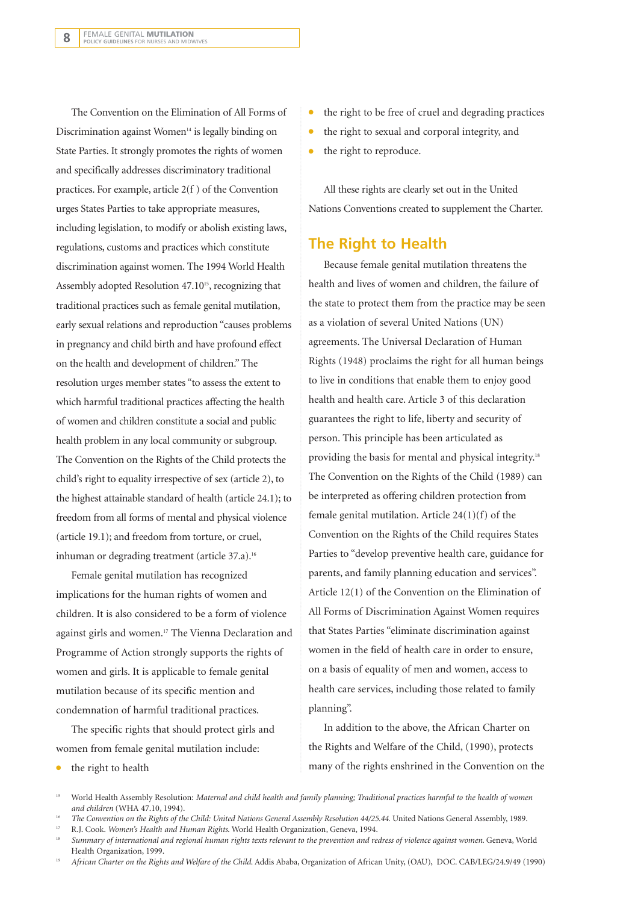The Convention on the Elimination of All Forms of Discrimination against Women[14] is legally binding on State Parties. It strongly promotes the rights of women and specifically addresses discriminatory traditional practices. For example, article 2(f ) of the Convention urges States Parties to take appropriate measures, including legislation, to modify or abolish existing laws, regulations, customs and practices which constitute discrimination against women. The 1994 World Health Assembly adopted Resolution 47.10[15], recognizing that traditional practices such as female genital mutilation, early sexual relations and reproduction "causes problems in pregnancy and child birth and have profound effect on the health and development of children." The resolution urges member states "to assess the extent to which harmful traditional practices affecting the health of women and children constitute a social and public health problem in any local community or subgroup. The Convention on the Rights of the Child protects the child's right to equality irrespective of sex (article 2), to the highest attainable standard of health (article 24.1); to freedom from all forms of mental and physical violence (article 19.1); and freedom from torture, or cruel, inhuman or degrading treatment (article 37.a).[16]

Female genital mutilation has recognized implications for the human rights of women and children. It is also considered to be a form of violence against girls and women.[17] The Vienna Declaration and Programme of Action strongly supports the rights of women and girls. It is applicable to female genital mutilation because of its specific mention and condemnation of harmful traditional practices.

The specific rights that should protect girls and women from female genital mutilation include:

- the right to health
- the right to be free of cruel and degrading practices
- the right to sexual and corporal integrity, and
- the right to reproduce.

All these rights are clearly set out in the United Nations Conventions created to supplement the Charter.

## The Right to Health

Because female genital mutilation threatens the health and lives of women and children, the failure of the state to protect them from the practice may be seen as a violation of several United Nations (UN) agreements. The Universal Declaration of Human Rights (1948) proclaims the right for all human beings to live in conditions that enable them to enjoy good health and health care. Article 3 of this declaration guarantees the right to life, liberty and security of person. This principle has been articulated as providing the basis for mental and physical integrity.[18] The Convention on the Rights of the Child (1989) can be interpreted as offering children protection from female genital mutilation. Article 24(1)(f) of the Convention on the Rights of the Child requires States Parties to "develop preventive health care, guidance for parents, and family planning education and services". Article 12(1) of the Convention on the Elimination of All Forms of Discrimination Against Women requires that States Parties "eliminate discrimination against women in the field of health care in order to ensure, on a basis of equality of men and women, access to health care services, including those related to family planning".

In addition to the above, the African Charter on the Rights and Welfare of the Child, (1990), protects many of the rights enshrined in the Convention on the

---

[15] World Health Assembly Resolution: *Maternal and child health and family planning; Traditional practices harmful to the health of women and children* (WHA 47.10, 1994).

[16] *The Convention on the Rights of the Child: United Nations General Assembly Resolution 44/25.44.* United Nations General Assembly, 1989.

[17] R.J. Cook. *Women's Health and Human Rights.* World Health Organization, Geneva, 1994.

[18] *Summary of international and regional human rights texts relevant to the prevention and redress of violence against women.* Geneva, World Health Organization, 1999.

[19] *African Charter on the Rights and Welfare of the Child.* Addis Ababa, Organization of African Unity, (OAU), DOC. CAB/LEG/24.9/49 (1990)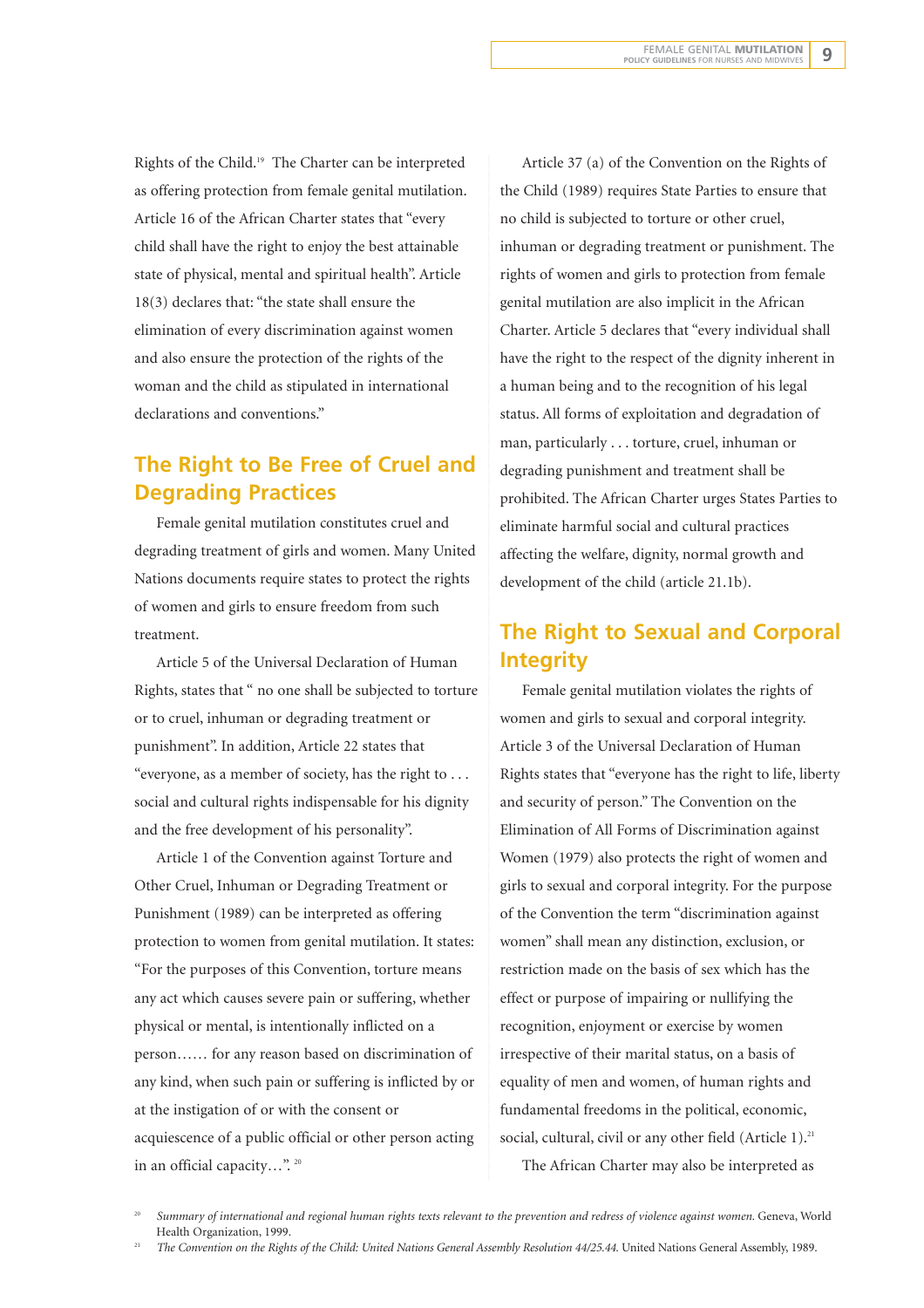Rights of the Child.[19] The Charter can be interpreted as offering protection from female genital mutilation. Article 16 of the African Charter states that "every child shall have the right to enjoy the best attainable state of physical, mental and spiritual health". Article 18(3) declares that: "the state shall ensure the elimination of every discrimination against women and also ensure the protection of the rights of the woman and the child as stipulated in international declarations and conventions."

## The Right to Be Free of Cruel and Degrading Practices

Female genital mutilation constitutes cruel and degrading treatment of girls and women. Many United Nations documents require states to protect the rights of women and girls to ensure freedom from such treatment.

Article 5 of the Universal Declaration of Human Rights, states that " no one shall be subjected to torture or to cruel, inhuman or degrading treatment or punishment". In addition, Article 22 states that "everyone, as a member of society, has the right to . . . social and cultural rights indispensable for his dignity and the free development of his personality".

Article 1 of the Convention against Torture and Other Cruel, Inhuman or Degrading Treatment or Punishment (1989) can be interpreted as offering protection to women from genital mutilation. It states: "For the purposes of this Convention, torture means any act which causes severe pain or suffering, whether physical or mental, is intentionally inflicted on a person…… for any reason based on discrimination of any kind, when such pain or suffering is inflicted by or at the instigation of or with the consent or acquiescence of a public official or other person acting in an official capacity…".[20]

Article 37 (a) of the Convention on the Rights of the Child (1989) requires State Parties to ensure that no child is subjected to torture or other cruel, inhuman or degrading treatment or punishment. The rights of women and girls to protection from female genital mutilation are also implicit in the African Charter. Article 5 declares that "every individual shall have the right to the respect of the dignity inherent in a human being and to the recognition of his legal status. All forms of exploitation and degradation of man, particularly . . . torture, cruel, inhuman or degrading punishment and treatment shall be prohibited. The African Charter urges States Parties to eliminate harmful social and cultural practices affecting the welfare, dignity, normal growth and development of the child (article 21.1b).

## The Right to Sexual and Corporal Integrity

Female genital mutilation violates the rights of women and girls to sexual and corporal integrity. Article 3 of the Universal Declaration of Human Rights states that "everyone has the right to life, liberty and security of person." The Convention on the Elimination of All Forms of Discrimination against Women (1979) also protects the right of women and girls to sexual and corporal integrity. For the purpose of the Convention the term "discrimination against women" shall mean any distinction, exclusion, or restriction made on the basis of sex which has the effect or purpose of impairing or nullifying the recognition, enjoyment or exercise by women irrespective of their marital status, on a basis of equality of men and women, of human rights and fundamental freedoms in the political, economic, social, cultural, civil or any other field (Article 1).[21]

The African Charter may also be interpreted as

[20] *Summary of international and regional human rights texts relevant to the prevention and redress of violence against women.* Geneva, World Health Organization, 1999.

[21] *The Convention on the Rights of the Child: United Nations General Assembly Resolution 44/25.44.* United Nations General Assembly, 1989.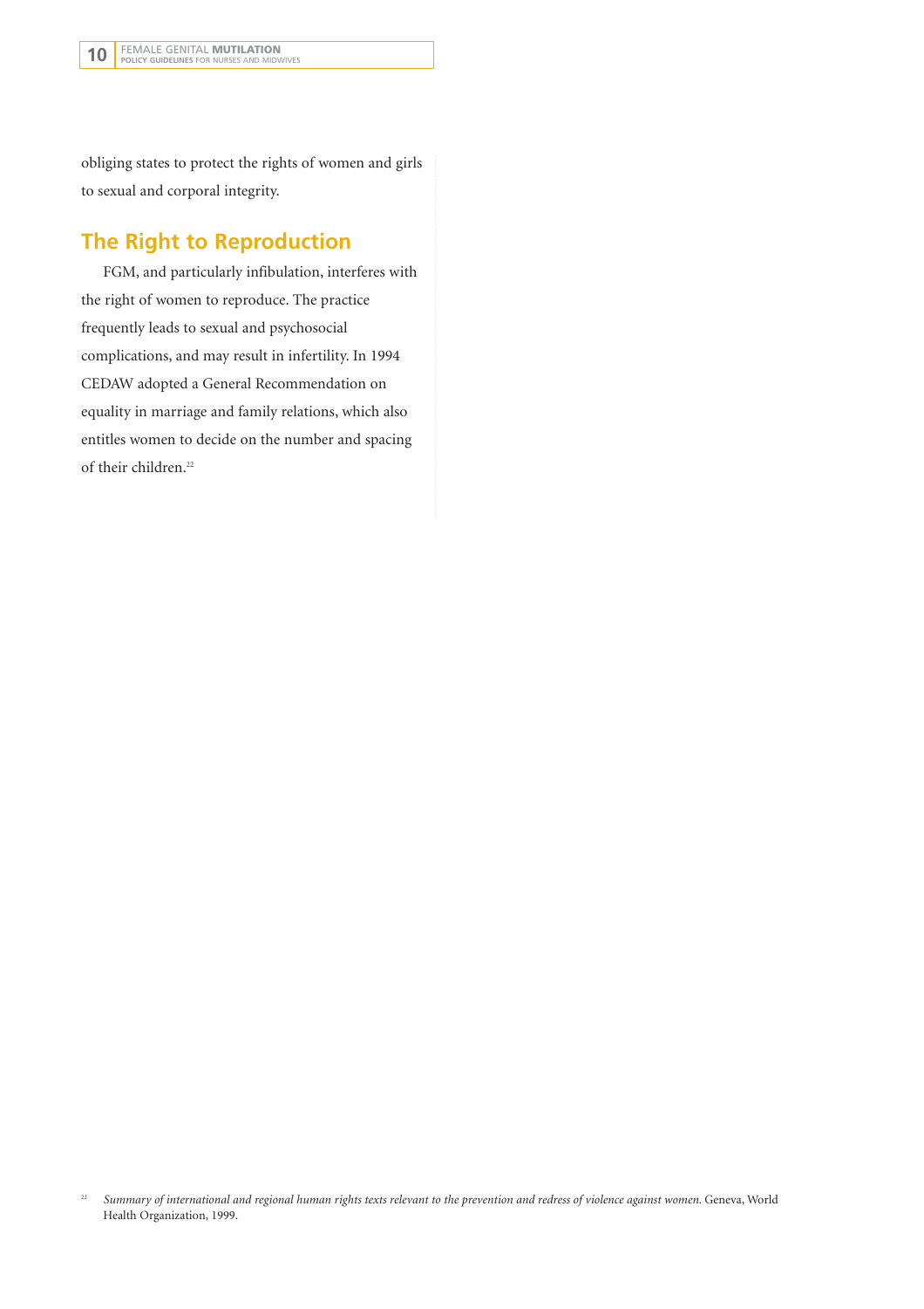obliging states to protect the rights of women and girls to sexual and corporal integrity.

## The Right to Reproduction

FGM, and particularly infibulation, interferes with the right of women to reproduce. The practice frequently leads to sexual and psychosocial complications, and may result in infertility. In 1994 CEDAW adopted a General Recommendation on equality in marriage and family relations, which also entitles women to decide on the number and spacing of their children.[22]

[22] *Summary of international and regional human rights texts relevant to the prevention and redress of violence against women.* Geneva, World Health Organization, 1999.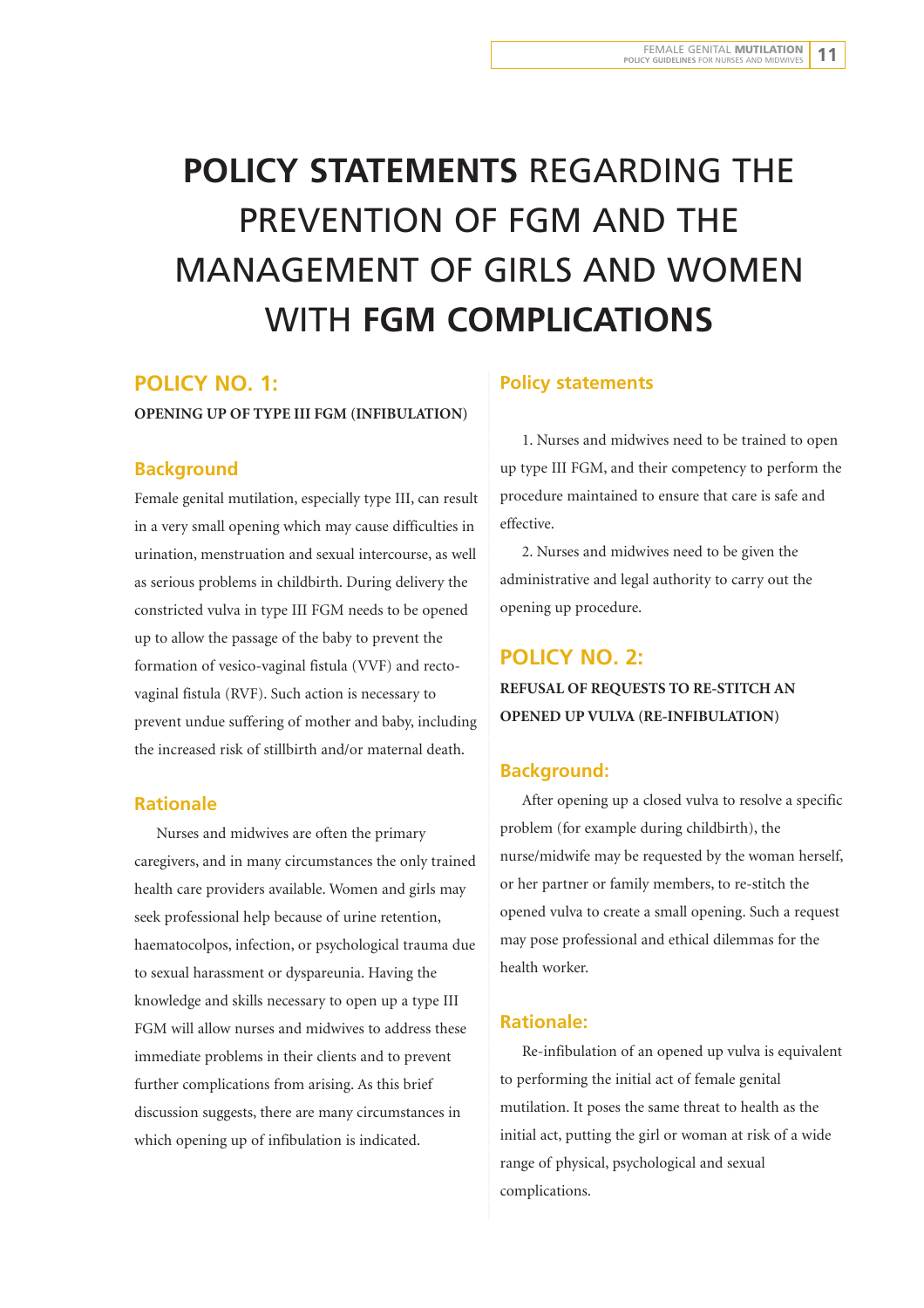# **POLICY STATEMENTS** REGARDING THE PREVENTION OF FGM AND THE MANAGEMENT OF GIRLS AND WOMEN WITH **FGM COMPLICATIONS**

## POLICY NO. 1:

**OPENING UP OF TYPE III FGM (INFIBULATION)**

### Background

Female genital mutilation, especially type III, can result in a very small opening which may cause difficulties in urination, menstruation and sexual intercourse, as well as serious problems in childbirth. During delivery the constricted vulva in type III FGM needs to be opened up to allow the passage of the baby to prevent the formation of vesico-vaginal fistula (VVF) and recto-vaginal fistula (RVF). Such action is necessary to prevent undue suffering of mother and baby, including the increased risk of stillbirth and/or maternal death.

### Rationale

Nurses and midwives are often the primary caregivers, and in many circumstances the only trained health care providers available. Women and girls may seek professional help because of urine retention, haematocolpos, infection, or psychological trauma due to sexual harassment or dyspareunia. Having the knowledge and skills necessary to open up a type III FGM will allow nurses and midwives to address these immediate problems in their clients and to prevent further complications from arising. As this brief discussion suggests, there are many circumstances in which opening up of infibulation is indicated.

### Policy statements

1. Nurses and midwives need to be trained to open up type III FGM, and their competency to perform the procedure maintained to ensure that care is safe and effective.
2. Nurses and midwives need to be given the administrative and legal authority to carry out the opening up procedure.

## POLICY NO. 2:

**REFUSAL OF REQUESTS TO RE-STITCH AN OPENED UP VULVA (RE-INFIBULATION)**

### Background:

After opening up a closed vulva to resolve a specific problem (for example during childbirth), the nurse/midwife may be requested by the woman herself, or her partner or family members, to re-stitch the opened vulva to create a small opening. Such a request may pose professional and ethical dilemmas for the health worker.

### Rationale:

Re-infibulation of an opened up vulva is equivalent to performing the initial act of female genital mutilation. It poses the same threat to health as the initial act, putting the girl or woman at risk of a wide range of physical, psychological and sexual complications.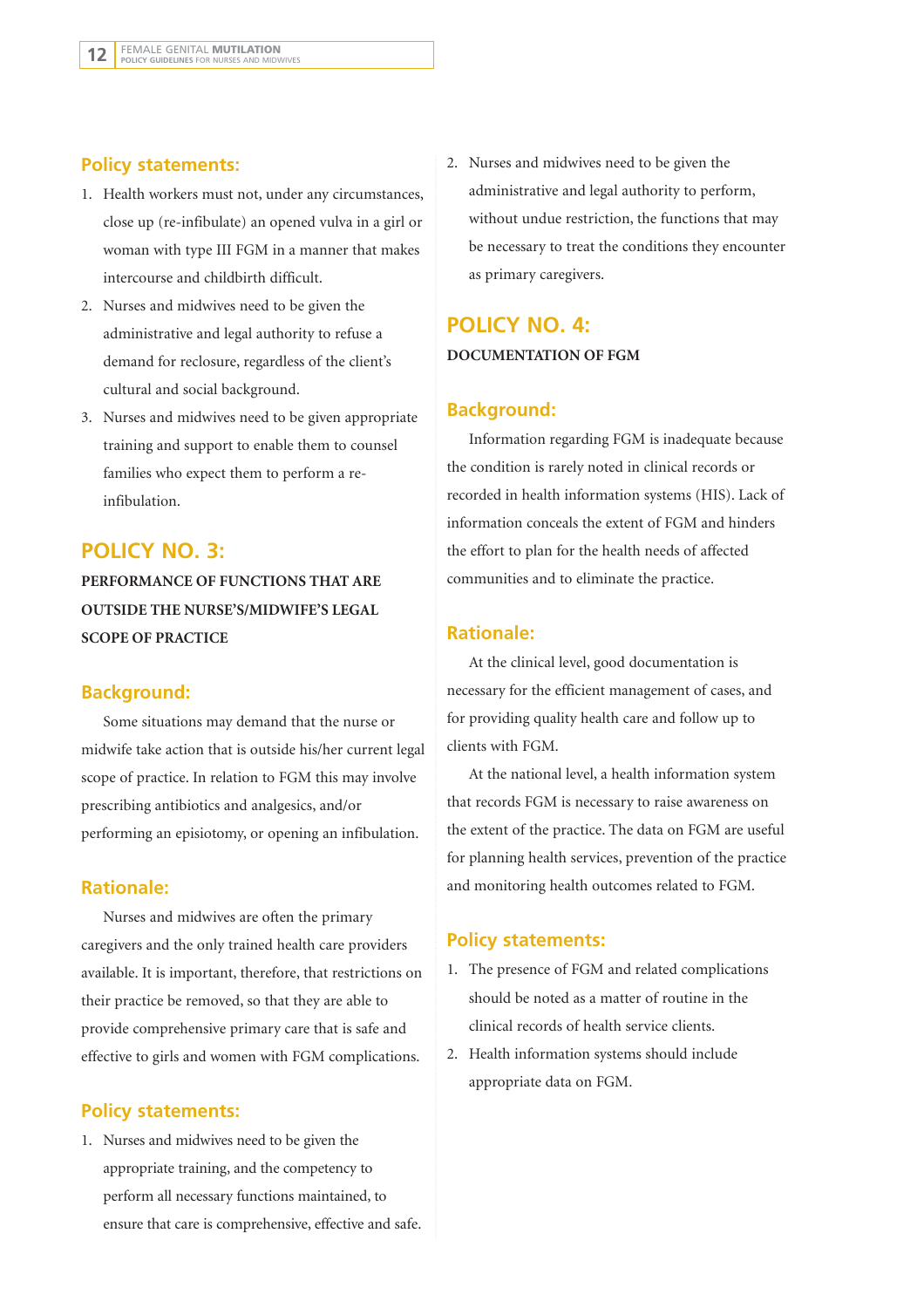### Policy statements:

1. Health workers must not, under any circumstances, close up (re-infibulate) an opened vulva in a girl or woman with type III FGM in a manner that makes intercourse and childbirth difficult.
2. Nurses and midwives need to be given the administrative and legal authority to refuse a demand for reclosure, regardless of the client's cultural and social background.
3. Nurses and midwives need to be given appropriate training and support to enable them to counsel families who expect them to perform a re-infibulation.

## POLICY NO. 3:

**PERFORMANCE OF FUNCTIONS THAT ARE OUTSIDE THE NURSE'S/MIDWIFE'S LEGAL SCOPE OF PRACTICE**

### Background:

Some situations may demand that the nurse or midwife take action that is outside his/her current legal scope of practice. In relation to FGM this may involve prescribing antibiotics and analgesics, and/or performing an episiotomy, or opening an infibulation.

### Rationale:

Nurses and midwives are often the primary caregivers and the only trained health care providers available. It is important, therefore, that restrictions on their practice be removed, so that they are able to provide comprehensive primary care that is safe and effective to girls and women with FGM complications.

### Policy statements:

1. Nurses and midwives need to be given the appropriate training, and the competency to perform all necessary functions maintained, to ensure that care is comprehensive, effective and safe.
2. Nurses and midwives need to be given the administrative and legal authority to perform, without undue restriction, the functions that may be necessary to treat the conditions they encounter as primary caregivers.

## POLICY NO. 4:

**DOCUMENTATION OF FGM**

### Background:

Information regarding FGM is inadequate because the condition is rarely noted in clinical records or recorded in health information systems (HIS). Lack of information conceals the extent of FGM and hinders the effort to plan for the health needs of affected communities and to eliminate the practice.

### Rationale:

At the clinical level, good documentation is necessary for the efficient management of cases, and for providing quality health care and follow up to clients with FGM.

At the national level, a health information system that records FGM is necessary to raise awareness on the extent of the practice. The data on FGM are useful for planning health services, prevention of the practice and monitoring health outcomes related to FGM.

### Policy statements:

1. The presence of FGM and related complications should be noted as a matter of routine in the clinical records of health service clients.
2. Health information systems should include appropriate data on FGM.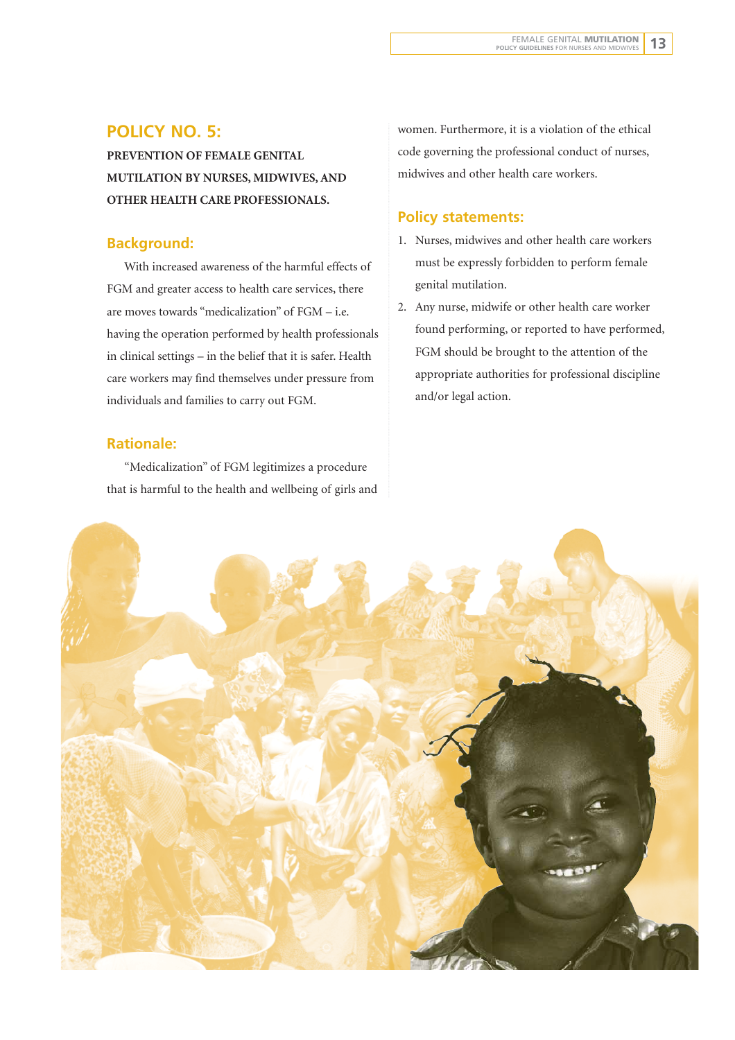## POLICY NO. 5:

**PREVENTION OF FEMALE GENITAL MUTILATION BY NURSES, MIDWIVES, AND OTHER HEALTH CARE PROFESSIONALS.**

### Background:

With increased awareness of the harmful effects of FGM and greater access to health care services, there are moves towards "medicalization" of FGM – i.e. having the operation performed by health professionals in clinical settings – in the belief that it is safer. Health care workers may find themselves under pressure from individuals and families to carry out FGM.

### Rationale:

"Medicalization" of FGM legitimizes a procedure that is harmful to the health and wellbeing of girls and women. Furthermore, it is a violation of the ethical code governing the professional conduct of nurses, midwives and other health care workers.

### Policy statements:

1. Nurses, midwives and other health care workers must be expressly forbidden to perform female genital mutilation.
2. Any nurse, midwife or other health care worker found performing, or reported to have performed, FGM should be brought to the attention of the appropriate authorities for professional discipline and/or legal action.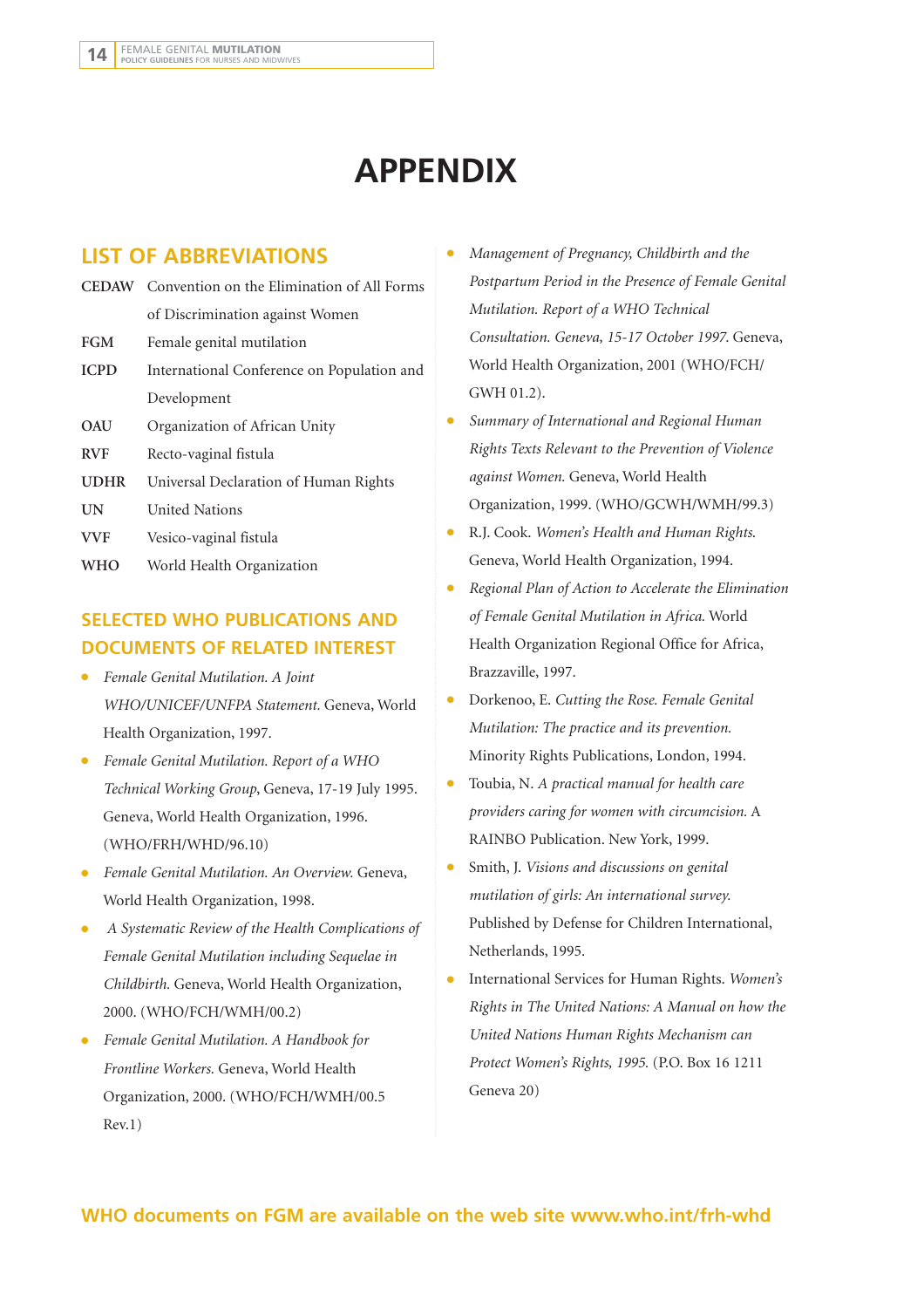# APPENDIX

## LIST OF ABBREVIATIONS

| | |
|---|---|
| **CEDAW** | Convention on the Elimination of All Forms of Discrimination against Women |
| **FGM** | Female genital mutilation |
| **ICPD** | International Conference on Population and Development |
| **OAU** | Organization of African Unity |
| **RVF** | Recto-vaginal fistula |
| **UDHR** | Universal Declaration of Human Rights |
| **UN** | United Nations |
| **VVF** | Vesico-vaginal fistula |
| **WHO** | World Health Organization |

## SELECTED WHO PUBLICATIONS AND DOCUMENTS OF RELATED INTEREST

- *Female Genital Mutilation. A Joint WHO/UNICEF/UNFPA Statement.* Geneva, World Health Organization, 1997.
- *Female Genital Mutilation. Report of a WHO Technical Working Group*, Geneva, 17-19 July 1995. Geneva, World Health Organization, 1996. (WHO/FRH/WHD/96.10)
- *Female Genital Mutilation. An Overview.* Geneva, World Health Organization, 1998.
- *A Systematic Review of the Health Complications of Female Genital Mutilation including Sequelae in Childbirth.* Geneva, World Health Organization, 2000. (WHO/FCH/WMH/00.2)
- *Female Genital Mutilation. A Handbook for Frontline Workers.* Geneva, World Health Organization, 2000. (WHO/FCH/WMH/00.5 Rev.1)
- *Management of Pregnancy, Childbirth and the Postpartum Period in the Presence of Female Genital Mutilation. Report of a WHO Technical Consultation. Geneva, 15-17 October 1997.* Geneva, World Health Organization, 2001 (WHO/FCH/GWH 01.2).
- *Summary of International and Regional Human Rights Texts Relevant to the Prevention of Violence against Women.* Geneva, World Health Organization, 1999. (WHO/GCWH/WMH/99.3)
- R.J. Cook. *Women's Health and Human Rights.* Geneva, World Health Organization, 1994.
- *Regional Plan of Action to Accelerate the Elimination of Female Genital Mutilation in Africa.* World Health Organization Regional Office for Africa, Brazzaville, 1997.
- Dorkenoo, E. *Cutting the Rose. Female Genital Mutilation: The practice and its prevention.* Minority Rights Publications, London, 1994.
- Toubia, N. *A practical manual for health care providers caring for women with circumcision.* A RAINBO Publication. New York, 1999.
- Smith, J. *Visions and discussions on genital mutilation of girls: An international survey.* Published by Defense for Children International, Netherlands, 1995.
- International Services for Human Rights. *Women's Rights in The United Nations: A Manual on how the United Nations Human Rights Mechanism can Protect Women's Rights, 1995.* (P.O. Box 16 1211 Geneva 20)

**WHO documents on FGM are available on the web site www.who.int/frh-whd**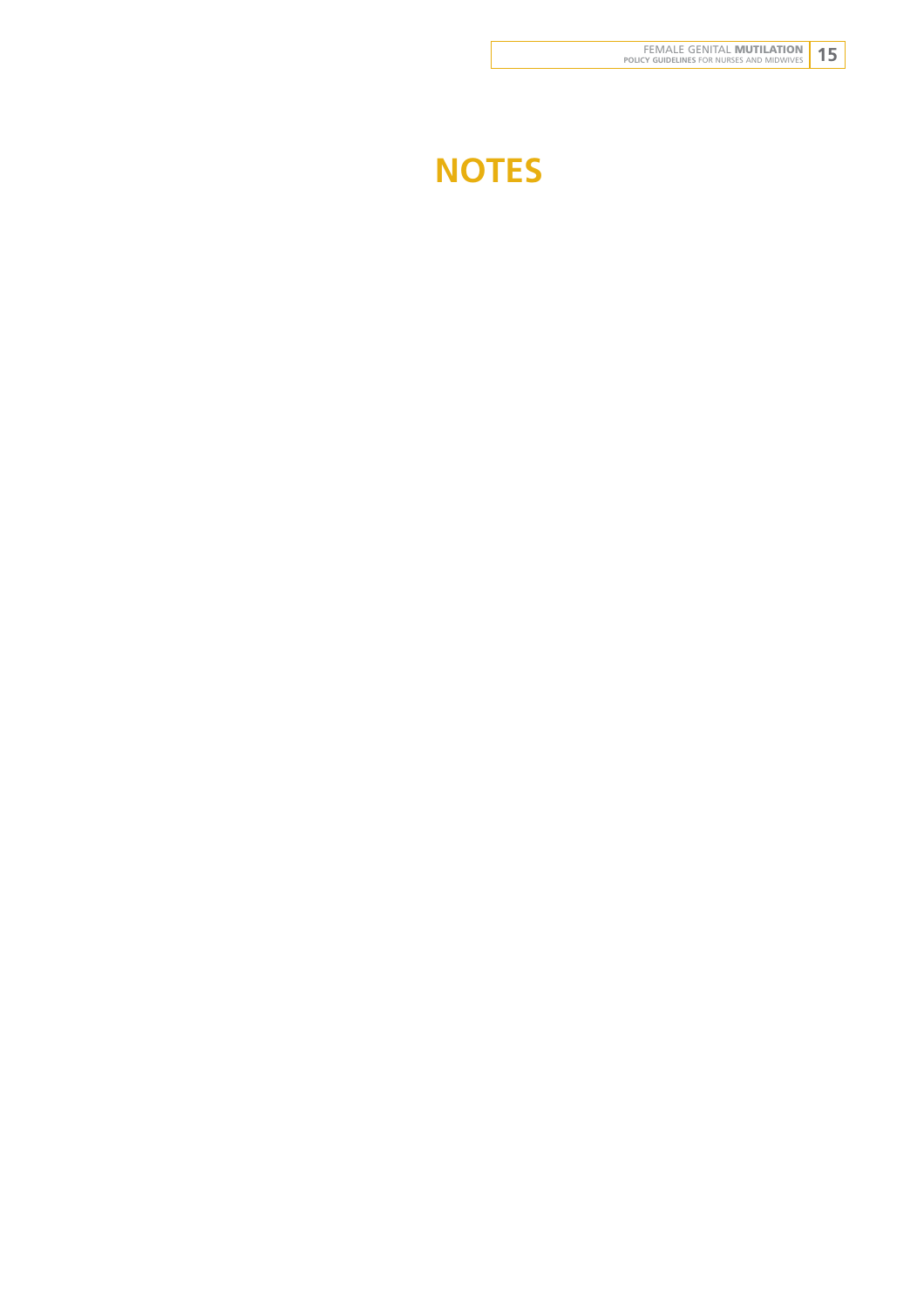# NOTES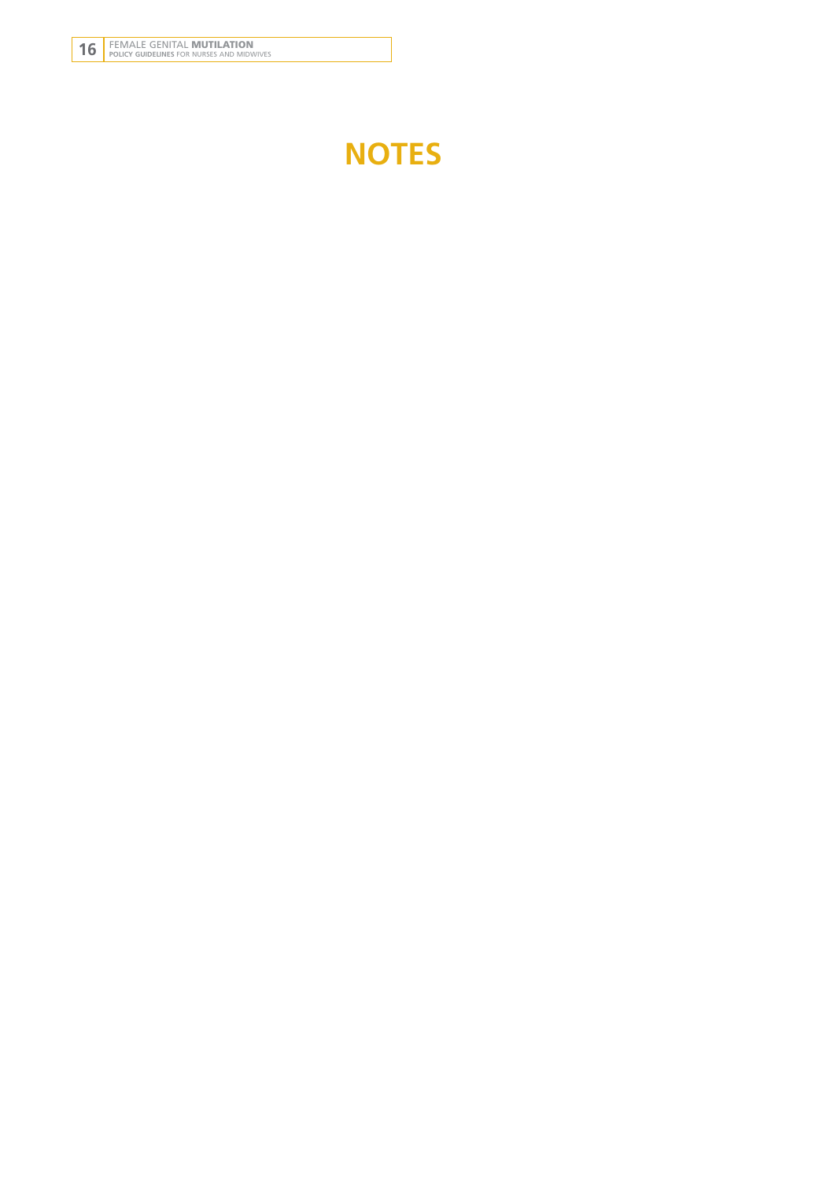# NOTES